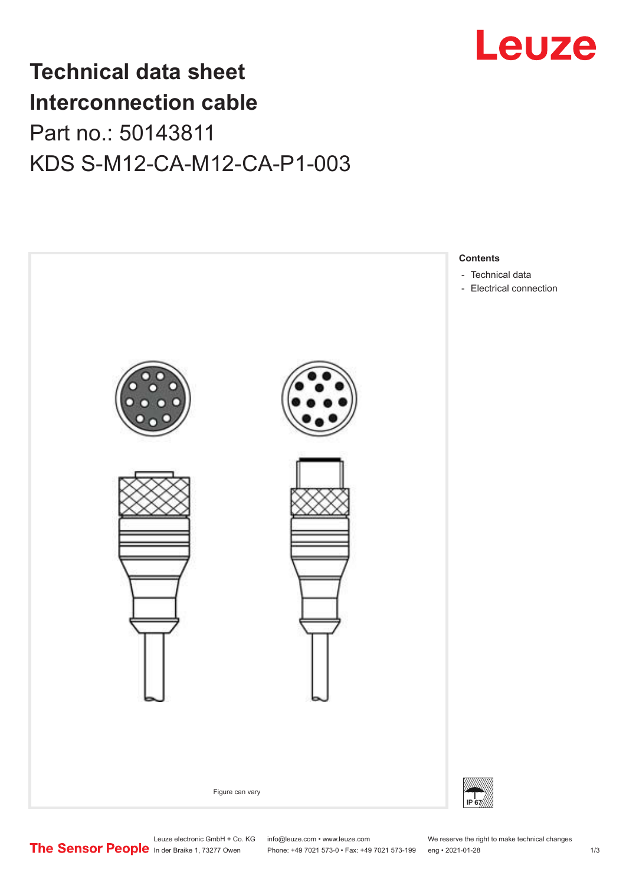# Technical data sheet
# Interconnection cable

Part no.: 50143811

KDS S-M12-CA-M12-CA-P1-003

Figure can vary

**Contents**

- Technical data
- Electrical connection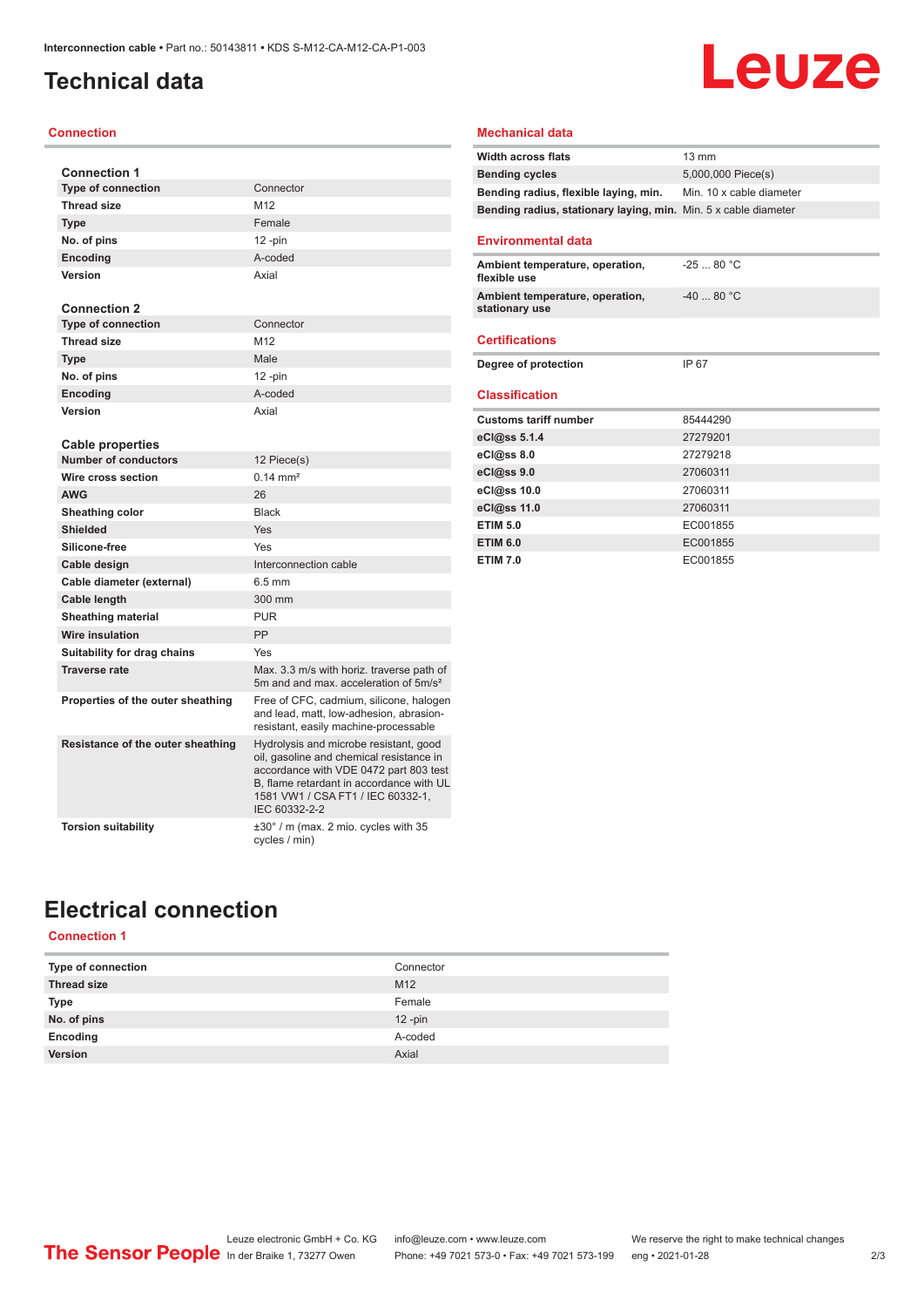# Technical data

## Connection

### Connection 1

| | |
|---|---|
| Type of connection | Connector |
| Thread size | M12 |
| Type | Female |
| No. of pins | 12 -pin |
| Encoding | A-coded |
| Version | Axial |

### Connection 2

| | |
|---|---|
| Type of connection | Connector |
| Thread size | M12 |
| Type | Male |
| No. of pins | 12 -pin |
| Encoding | A-coded |
| Version | Axial |

### Cable properties

| | |
|---|---|
| Number of conductors | 12 Piece(s) |
| Wire cross section | 0.14 mm² |
| AWG | 26 |
| Sheathing color | Black |
| Shielded | Yes |
| Silicone-free | Yes |
| Cable design | Interconnection cable |
| Cable diameter (external) | 6.5 mm |
| Cable length | 300 mm |
| Sheathing material | PUR |
| Wire insulation | PP |
| Suitability for drag chains | Yes |
| Traverse rate | Max. 3.3 m/s with horiz. traverse path of 5m and and max. acceleration of 5m/s² |
| Properties of the outer sheathing | Free of CFC, cadmium, silicone, halogen and lead, matt, low-adhesion, abrasion-resistant, easily machine-processable |
| Resistance of the outer sheathing | Hydrolysis and microbe resistant, good oil, gasoline and chemical resistance in accordance with VDE 0472 part 803 test B, flame retardant in accordance with UL 1581 VW1 / CSA FT1 / IEC 60332-1, IEC 60332-2-2 |
| Torsion suitability | ±30° / m (max. 2 mio. cycles with 35 cycles / min) |

## Mechanical data

| | |
|---|---|
| Width across flats | 13 mm |
| Bending cycles | 5,000,000 Piece(s) |
| Bending radius, flexible laying, min. | Min. 10 x cable diameter |
| Bending radius, stationary laying, min. | Min. 5 x cable diameter |

## Environmental data

| | |
|---|---|
| Ambient temperature, operation, flexible use | -25 ... 80 °C |
| Ambient temperature, operation, stationary use | -40 ... 80 °C |

## Certifications

| | |
|---|---|
| Degree of protection | IP 67 |

## Classification

| | |
|---|---|
| Customs tariff number | 85444290 |
| eCl@ss 5.1.4 | 27279201 |
| eCl@ss 8.0 | 27279218 |
| eCl@ss 9.0 | 27060311 |
| eCl@ss 10.0 | 27060311 |
| eCl@ss 11.0 | 27060311 |
| ETIM 5.0 | EC001855 |
| ETIM 6.0 | EC001855 |
| ETIM 7.0 | EC001855 |

# Electrical connection

## Connection 1

| | |
|---|---|
| Type of connection | Connector |
| Thread size | M12 |
| Type | Female |
| No. of pins | 12 -pin |
| Encoding | A-coded |
| Version | Axial |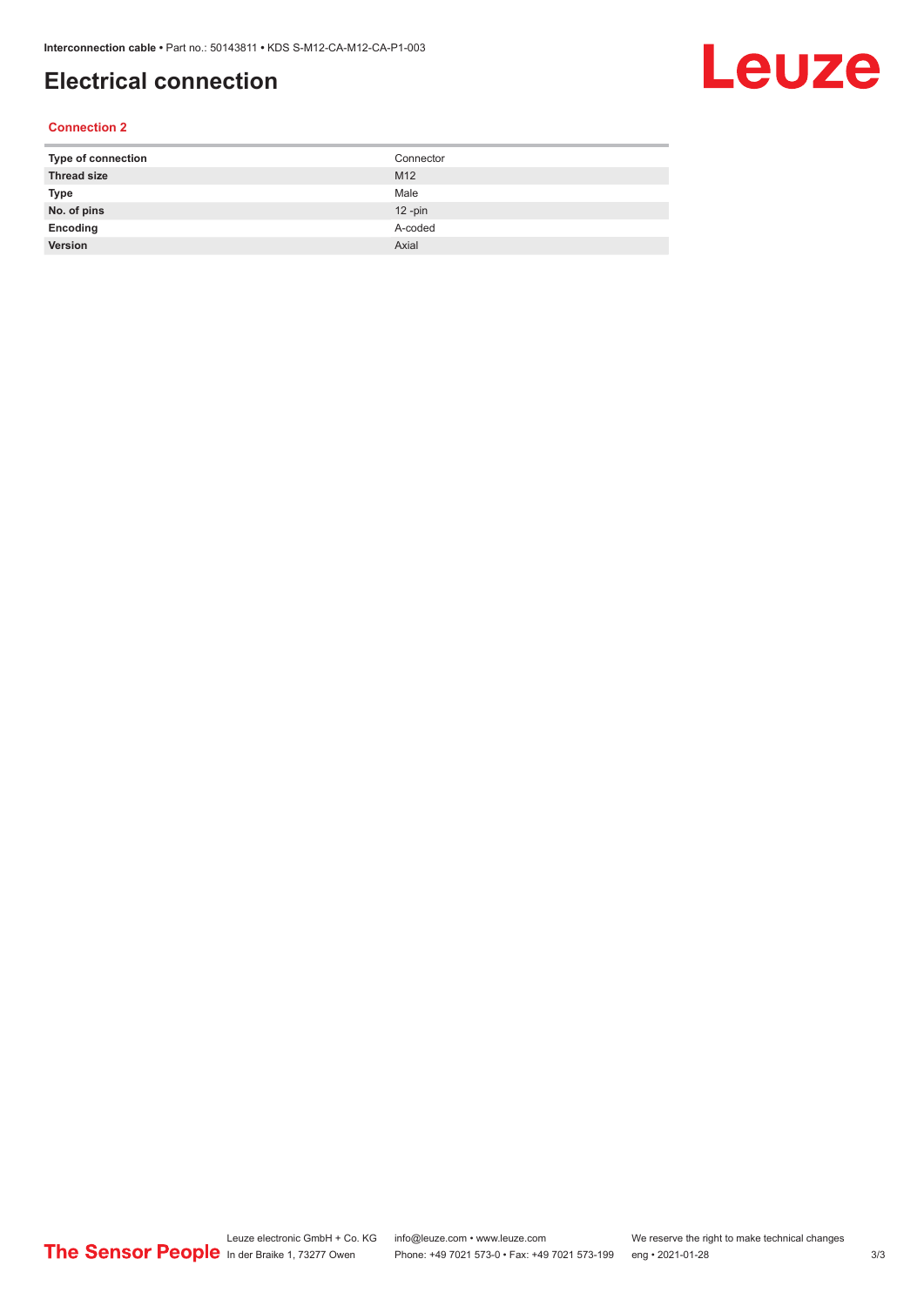## Electrical connection

#### Connection 2

| | |
|---|---|
| **Type of connection** | Connector |
| **Thread size** | M12 |
| **Type** | Male |
| **No. of pins** | 12 -pin |
| **Encoding** | A-coded |
| **Version** | Axial |